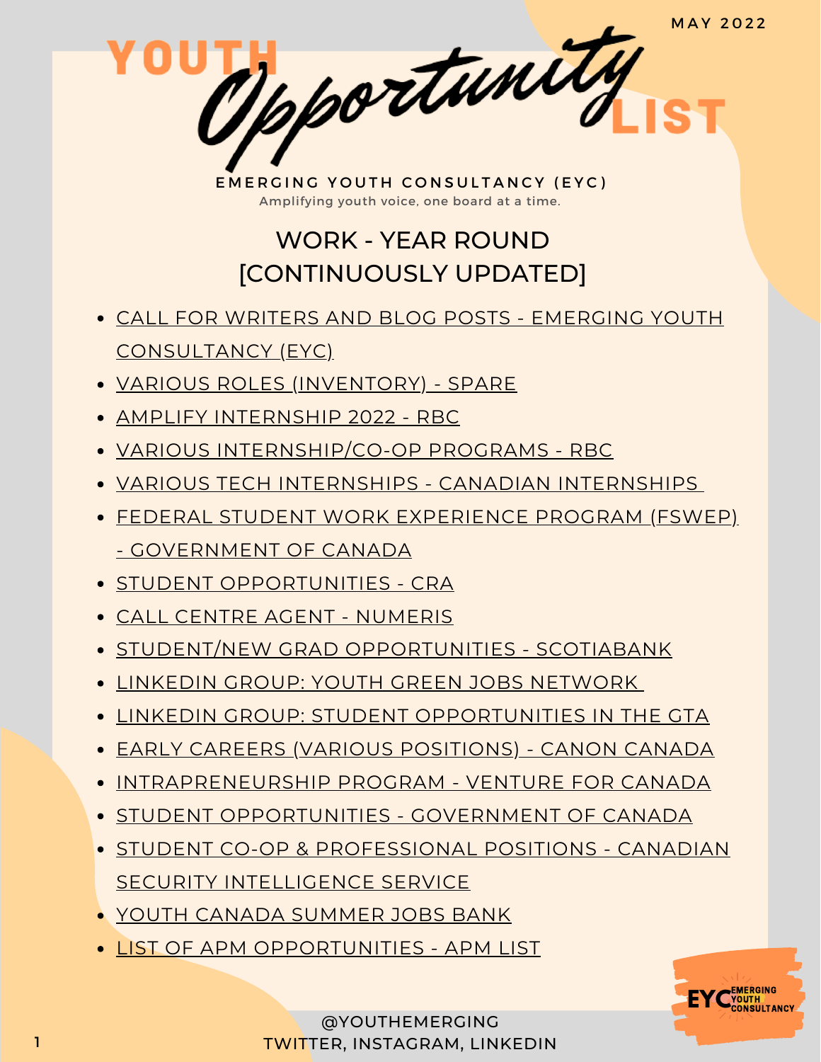MAY 2022

# YOUTH Opportunity LIST

**EMERGING YOUTH CONSULTANCY (EYC)**

Amplifying youth voice, one board at a time.

## WORK - YEAR ROUND [CONTINUOUSLY UPDATED]

- CALL FOR WRITERS AND BLOG POSTS - EMERGING YOUTH CONSULTANCY (EYC)
- VARIOUS ROLES (INVENTORY) - SPARE
- AMPLIFY INTERNSHIP 2022 - RBC
- VARIOUS INTERNSHIP/CO-OP PROGRAMS - RBC
- VARIOUS TECH INTERNSHIPS - CANADIAN INTERNSHIPS
- FEDERAL STUDENT WORK EXPERIENCE PROGRAM (FSWEP) - GOVERNMENT OF CANADA
- STUDENT OPPORTUNITIES - CRA
- CALL CENTRE AGENT - NUMERIS
- STUDENT/NEW GRAD OPPORTUNITIES - SCOTIABANK
- LINKEDIN GROUP: YOUTH GREEN JOBS NETWORK
- LINKEDIN GROUP: STUDENT OPPORTUNITIES IN THE GTA
- EARLY CAREERS (VARIOUS POSITIONS) - CANON CANADA
- INTRAPRENEURSHIP PROGRAM - VENTURE FOR CANADA
- STUDENT OPPORTUNITIES - GOVERNMENT OF CANADA
- STUDENT CO-OP & PROFESSIONAL POSITIONS - CANADIAN SECURITY INTELLIGENCE SERVICE
- YOUTH CANADA SUMMER JOBS BANK
- LIST OF APM OPPORTUNITIES - APM LIST

@YOUTHEMERGING
TWITTER, INSTAGRAM, LINKEDIN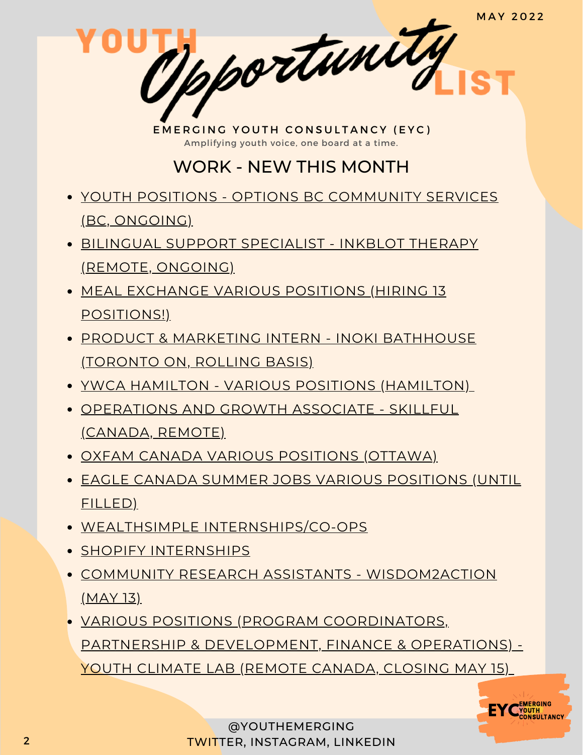MAY 2022

# YOUTH *Opportunity* LIST

**EMERGING YOUTH CONSULTANCY (EYC)**

Amplifying youth voice, one board at a time.

## WORK - NEW THIS MONTH

- YOUTH POSITIONS - OPTIONS BC COMMUNITY SERVICES (BC, ONGOING)
- BILINGUAL SUPPORT SPECIALIST - INKBLOT THERAPY (REMOTE, ONGOING)
- MEAL EXCHANGE VARIOUS POSITIONS (HIRING 13 POSITIONS!)
- PRODUCT & MARKETING INTERN - INOKI BATHHOUSE (TORONTO ON, ROLLING BASIS)
- YWCA HAMILTON - VARIOUS POSITIONS (HAMILTON)
- OPERATIONS AND GROWTH ASSOCIATE - SKILLFUL (CANADA, REMOTE)
- OXFAM CANADA VARIOUS POSITIONS (OTTAWA)
- EAGLE CANADA SUMMER JOBS VARIOUS POSITIONS (UNTIL FILLED)
- WEALTHSIMPLE INTERNSHIPS/CO-OPS
- SHOPIFY INTERNSHIPS
- COMMUNITY RESEARCH ASSISTANTS - WISDOM2ACTION (MAY 13)
- VARIOUS POSITIONS (PROGRAM COORDINATORS, PARTNERSHIP & DEVELOPMENT, FINANCE & OPERATIONS) - YOUTH CLIMATE LAB (REMOTE CANADA, CLOSING MAY 15)

@YOUTHEMERGING
TWITTER, INSTAGRAM, LINKEDIN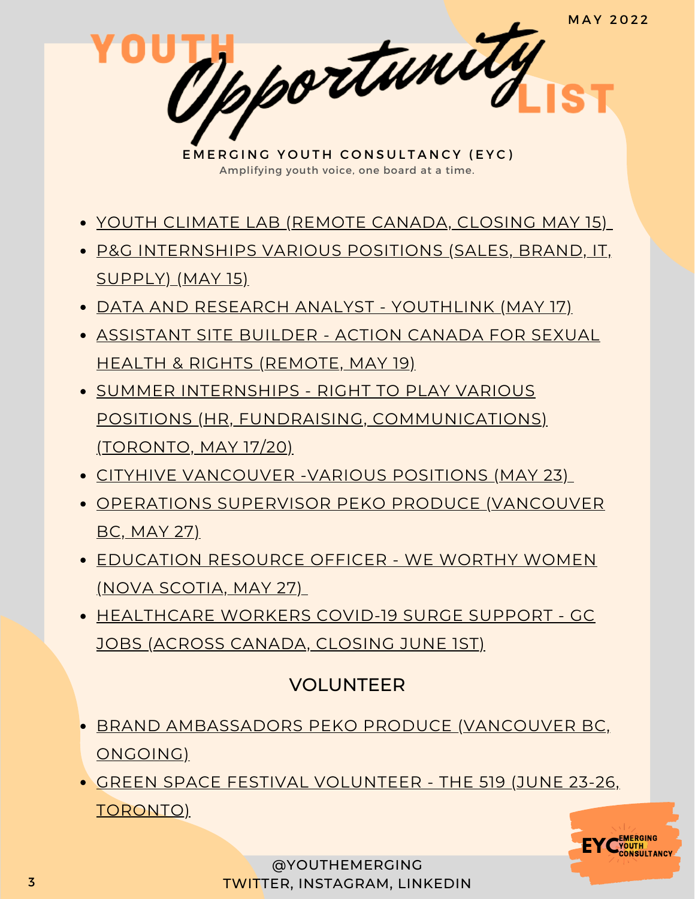MAY 2022

# YOUTH Opportunity LIST

**EMERGING YOUTH CONSULTANCY (EYC)**

Amplifying youth voice, one board at a time.

- YOUTH CLIMATE LAB (REMOTE CANADA, CLOSING MAY 15)
- P&G INTERNSHIPS VARIOUS POSITIONS (SALES, BRAND, IT, SUPPLY) (MAY 15)
- DATA AND RESEARCH ANALYST - YOUTHLINK (MAY 17)
- ASSISTANT SITE BUILDER - ACTION CANADA FOR SEXUAL HEALTH & RIGHTS (REMOTE, MAY 19)
- SUMMER INTERNSHIPS - RIGHT TO PLAY VARIOUS POSITIONS (HR, FUNDRAISING, COMMUNICATIONS) (TORONTO, MAY 17/20)
- CITYHIVE VANCOUVER -VARIOUS POSITIONS (MAY 23)
- OPERATIONS SUPERVISOR PEKO PRODUCE (VANCOUVER BC, MAY 27)
- EDUCATION RESOURCE OFFICER - WE WORTHY WOMEN (NOVA SCOTIA, MAY 27)
- HEALTHCARE WORKERS COVID-19 SURGE SUPPORT - GC JOBS (ACROSS CANADA, CLOSING JUNE 1ST)

## VOLUNTEER

- BRAND AMBASSADORS PEKO PRODUCE (VANCOUVER BC, ONGOING)
- GREEN SPACE FESTIVAL VOLUNTEER - THE 519 (JUNE 23-26, TORONTO)

@YOUTHEMERGING
TWITTER, INSTAGRAM, LINKEDIN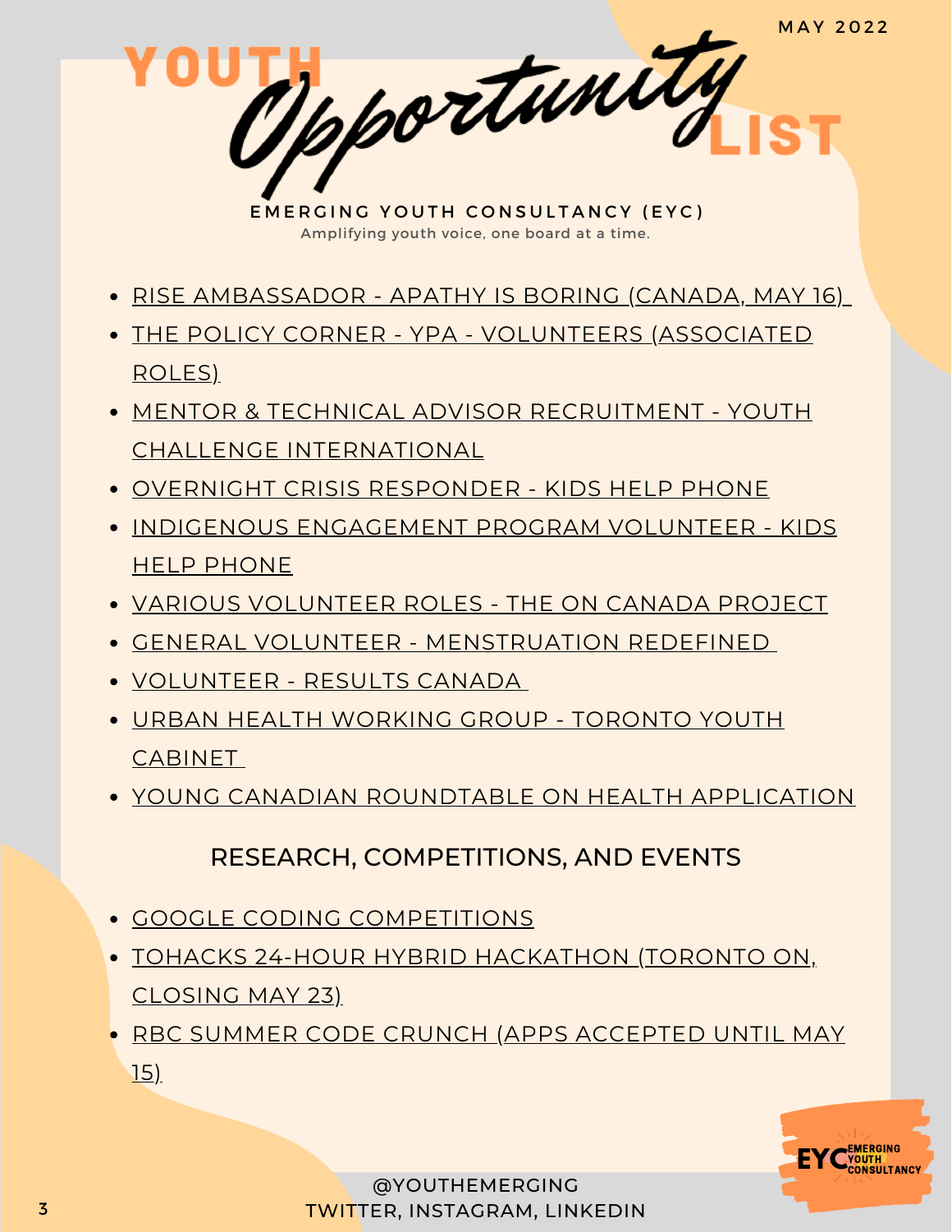MAY 2022

# YOUTH *Opportunity* LIST

**EMERGING YOUTH CONSULTANCY (EYC)**

Amplifying youth voice, one board at a time.

- RISE AMBASSADOR - APATHY IS BORING (CANADA, MAY 16)
- THE POLICY CORNER - YPA - VOLUNTEERS (ASSOCIATED ROLES)
- MENTOR & TECHNICAL ADVISOR RECRUITMENT - YOUTH CHALLENGE INTERNATIONAL
- OVERNIGHT CRISIS RESPONDER - KIDS HELP PHONE
- INDIGENOUS ENGAGEMENT PROGRAM VOLUNTEER - KIDS HELP PHONE
- VARIOUS VOLUNTEER ROLES - THE ON CANADA PROJECT
- GENERAL VOLUNTEER - MENSTRUATION REDEFINED
- VOLUNTEER - RESULTS CANADA
- URBAN HEALTH WORKING GROUP - TORONTO YOUTH CABINET
- YOUNG CANADIAN ROUNDTABLE ON HEALTH APPLICATION

## RESEARCH, COMPETITIONS, AND EVENTS

- GOOGLE CODING COMPETITIONS
- TOHACKS 24-HOUR HYBRID HACKATHON (TORONTO ON, CLOSING MAY 23)
- RBC SUMMER CODE CRUNCH (APPS ACCEPTED UNTIL MAY 15)

@YOUTHEMERGING
TWITTER, INSTAGRAM, LINKEDIN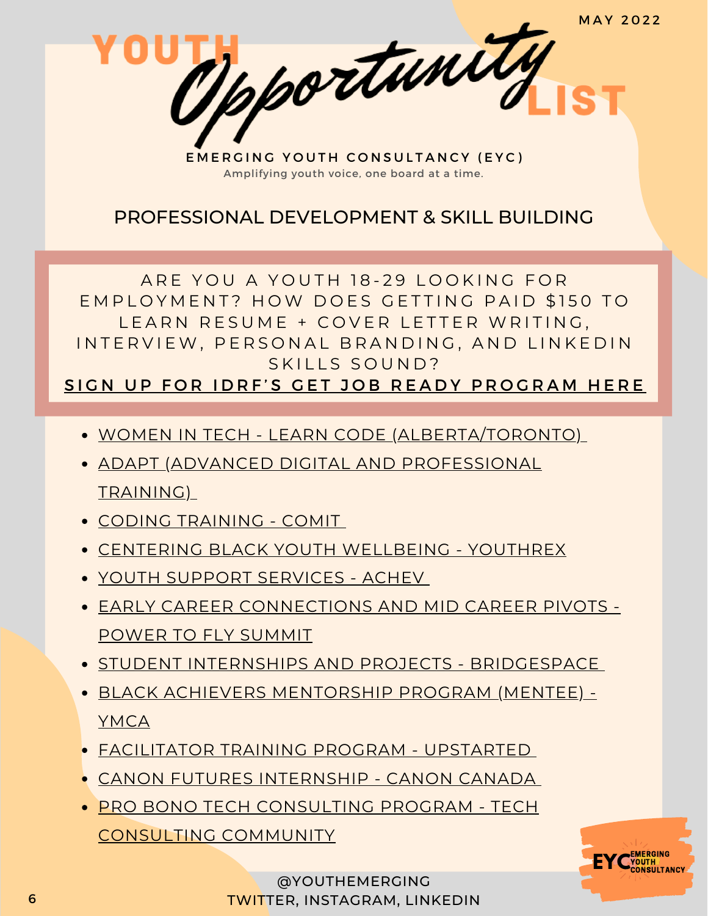MAY 2022

# YOUTH Opportunity LIST

**EMERGING YOUTH CONSULTANCY (EYC)**

Amplifying youth voice, one board at a time.

## PROFESSIONAL DEVELOPMENT & SKILL BUILDING

ARE YOU A YOUTH 18-29 LOOKING FOR EMPLOYMENT? HOW DOES GETTING PAID $150 TO LEARN RESUME + COVER LETTER WRITING, INTERVIEW, PERSONAL BRANDING, AND LINKEDIN SKILLS SOUND?

**SIGN UP FOR IDRF'S GET JOB READY PROGRAM HERE**

- WOMEN IN TECH - LEARN CODE (ALBERTA/TORONTO)
- ADAPT (ADVANCED DIGITAL AND PROFESSIONAL TRAINING)
- CODING TRAINING - COMIT
- CENTERING BLACK YOUTH WELLBEING - YOUTHREX
- YOUTH SUPPORT SERVICES - ACHEV
- EARLY CAREER CONNECTIONS AND MID CAREER PIVOTS - POWER TO FLY SUMMIT
- STUDENT INTERNSHIPS AND PROJECTS - BRIDGESPACE
- BLACK ACHIEVERS MENTORSHIP PROGRAM (MENTEE) - YMCA
- FACILITATOR TRAINING PROGRAM - UPSTARTED
- CANON FUTURES INTERNSHIP - CANON CANADA
- PRO BONO TECH CONSULTING PROGRAM - TECH CONSULTING COMMUNITY

@YOUTHEMERGING
TWITTER, INSTAGRAM, LINKEDIN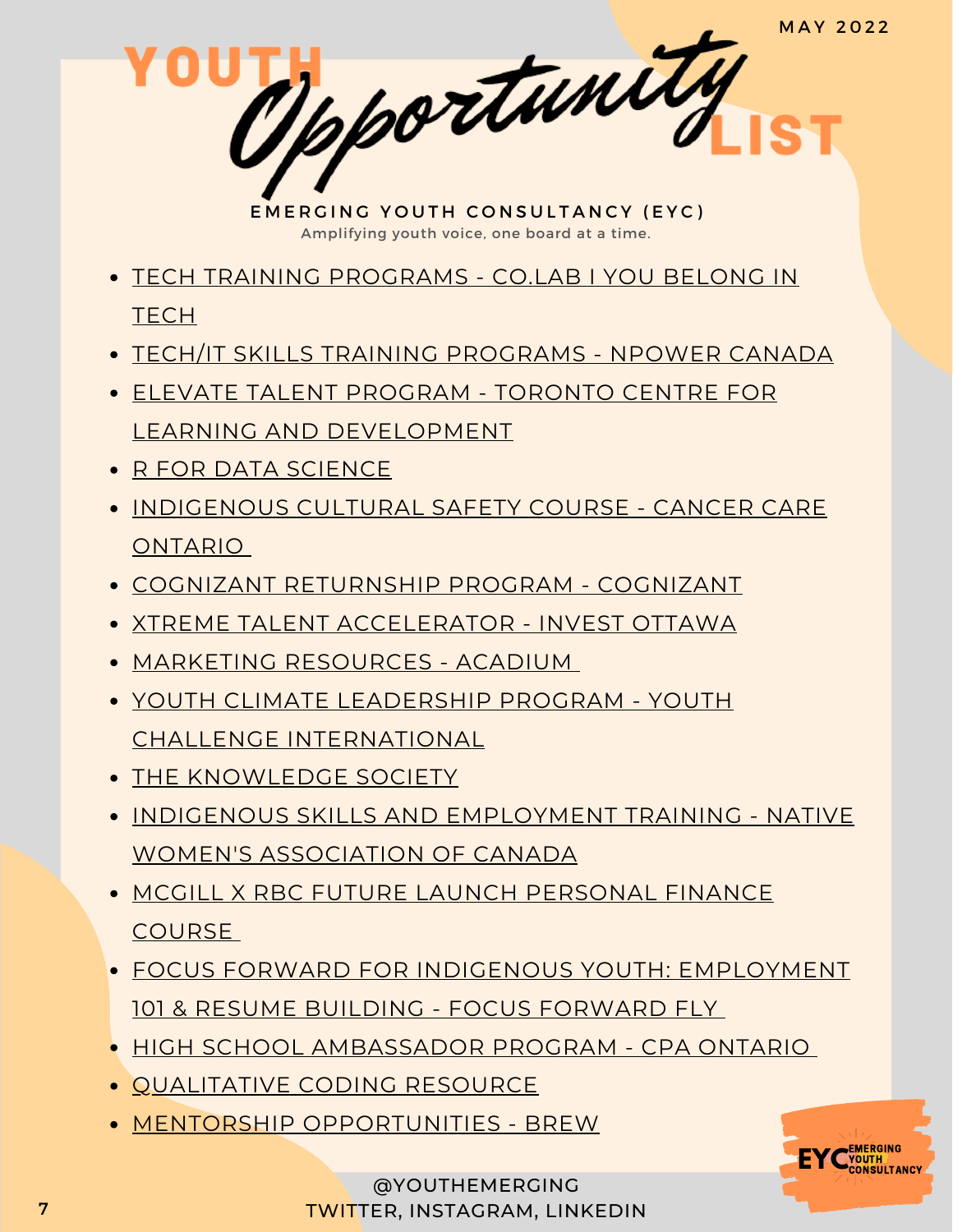MAY 2022

# YOUTH *Opportunity* LIST

**EMERGING YOUTH CONSULTANCY (EYC)**

Amplifying youth voice, one board at a time.

- TECH TRAINING PROGRAMS - CO.LAB I YOU BELONG IN TECH
- TECH/IT SKILLS TRAINING PROGRAMS - NPOWER CANADA
- ELEVATE TALENT PROGRAM - TORONTO CENTRE FOR LEARNING AND DEVELOPMENT
- R FOR DATA SCIENCE
- INDIGENOUS CULTURAL SAFETY COURSE - CANCER CARE ONTARIO
- COGNIZANT RETURNSHIP PROGRAM - COGNIZANT
- XTREME TALENT ACCELERATOR - INVEST OTTAWA
- MARKETING RESOURCES - ACADIUM
- YOUTH CLIMATE LEADERSHIP PROGRAM - YOUTH CHALLENGE INTERNATIONAL
- THE KNOWLEDGE SOCIETY
- INDIGENOUS SKILLS AND EMPLOYMENT TRAINING - NATIVE WOMEN'S ASSOCIATION OF CANADA
- MCGILL X RBC FUTURE LAUNCH PERSONAL FINANCE COURSE
- FOCUS FORWARD FOR INDIGENOUS YOUTH: EMPLOYMENT 101 & RESUME BUILDING - FOCUS FORWARD FLY
- HIGH SCHOOL AMBASSADOR PROGRAM - CPA ONTARIO
- QUALITATIVE CODING RESOURCE
- MENTORSHIP OPPORTUNITIES - BREW

@YOUTHEMERGING
TWITTER, INSTAGRAM, LINKEDIN

EYC EMERGING YOUTH CONSULTANCY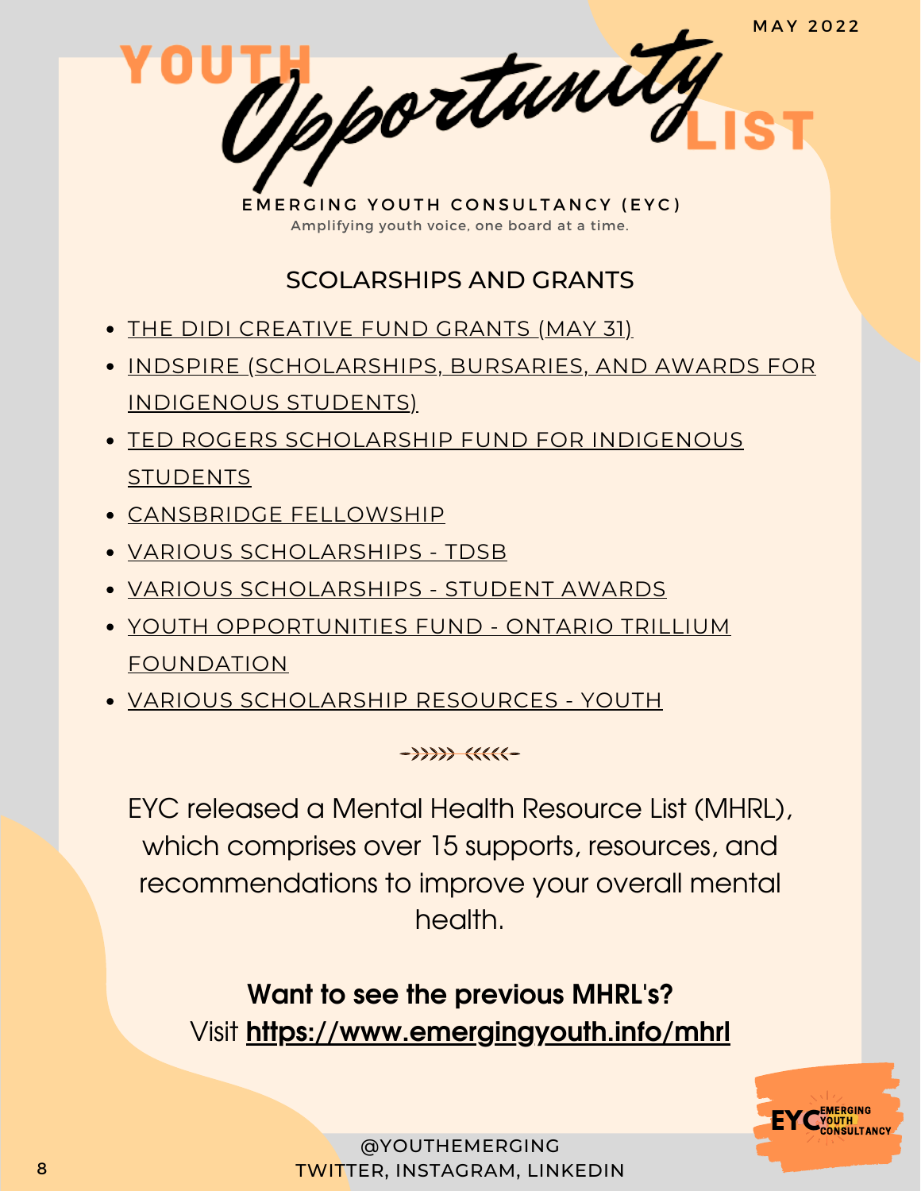MAY 2022

# YOUTH *Opportunity* LIST

EMERGING YOUTH CONSULTANCY (EYC)

Amplifying youth voice, one board at a time.

## SCOLARSHIPS AND GRANTS

- THE DIDI CREATIVE FUND GRANTS (MAY 31)
- INDSPIRE (SCHOLARSHIPS, BURSARIES, AND AWARDS FOR INDIGENOUS STUDENTS)
- TED ROGERS SCHOLARSHIP FUND FOR INDIGENOUS STUDENTS
- CANSBRIDGE FELLOWSHIP
- VARIOUS SCHOLARSHIPS - TDSB
- VARIOUS SCHOLARSHIPS - STUDENT AWARDS
- YOUTH OPPORTUNITIES FUND - ONTARIO TRILLIUM FOUNDATION
- VARIOUS SCHOLARSHIP RESOURCES - YOUTH

EYC released a Mental Health Resource List (MHRL), which comprises over 15 supports, resources, and recommendations to improve your overall mental health.

**Want to see the previous MHRL's?**
Visit **https://www.emergingyouth.info/mhrl**

@YOUTHEMERGING
TWITTER, INSTAGRAM, LINKEDIN